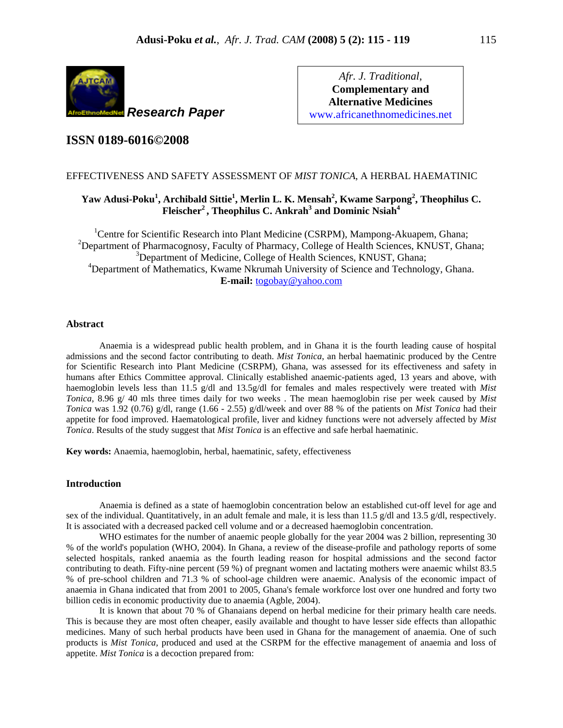Research Paper

**Afr. J. Traditional, Complementary and Alternative Medicines**
www.africanethnomedicines.net

**ISSN 0189-6016©2008**

# EFFECTIVENESS AND SAFETY ASSESSMENT OF *MIST TONICA*, A HERBAL HAEMATINIC

**Yaw Adusi-Poku[1], Archibald Sittie[1], Merlin L. K. Mensah[2], Kwame Sarpong[2], Theophilus C. Fleischer[2], Theophilus C. Ankrah[3] and Dominic Nsiah[4]**

[1]Centre for Scientific Research into Plant Medicine (CSRPM), Mampong-Akuapem, Ghana;
[2]Department of Pharmacognosy, Faculty of Pharmacy, College of Health Sciences, KNUST, Ghana;
[3]Department of Medicine, College of Health Sciences, KNUST, Ghana;
[4]Department of Mathematics, Kwame Nkrumah University of Science and Technology, Ghana.
**E-mail:** togobay@yahoo.com

## Abstract

Anaemia is a widespread public health problem, and in Ghana it is the fourth leading cause of hospital admissions and the second factor contributing to death. *Mist Tonica*, an herbal haematinic produced by the Centre for Scientific Research into Plant Medicine (CSRPM), Ghana, was assessed for its effectiveness and safety in humans after Ethics Committee approval. Clinically established anaemic-patients aged, 13 years and above, with haemoglobin levels less than 11.5 g/dl and 13.5g/dl for females and males respectively were treated with *Mist Tonica*, 8.96 g/ 40 mls three times daily for two weeks . The mean haemoglobin rise per week caused by *Mist Tonica* was 1.92 (0.76) g/dl, range (1.66 - 2.55) g/dl/week and over 88 % of the patients on *Mist Tonica* had their appetite for food improved. Haematological profile, liver and kidney functions were not adversely affected by *Mist Tonica*. Results of the study suggest that *Mist Tonica* is an effective and safe herbal haematinic.

**Key words:** Anaemia, haemoglobin, herbal, haematinic, safety, effectiveness

## Introduction

Anaemia is defined as a state of haemoglobin concentration below an established cut-off level for age and sex of the individual. Quantitatively, in an adult female and male, it is less than 11.5 g/dl and 13.5 g/dl, respectively. It is associated with a decreased packed cell volume and or a decreased haemoglobin concentration.

WHO estimates for the number of anaemic people globally for the year 2004 was 2 billion, representing 30 % of the world's population (WHO, 2004). In Ghana, a review of the disease-profile and pathology reports of some selected hospitals, ranked anaemia as the fourth leading reason for hospital admissions and the second factor contributing to death. Fifty-nine percent (59 %) of pregnant women and lactating mothers were anaemic whilst 83.5 % of pre-school children and 71.3 % of school-age children were anaemic. Analysis of the economic impact of anaemia in Ghana indicated that from 2001 to 2005, Ghana's female workforce lost over one hundred and forty two billion cedis in economic productivity due to anaemia (Agble, 2004).

It is known that about 70 % of Ghanaians depend on herbal medicine for their primary health care needs. This is because they are most often cheaper, easily available and thought to have lesser side effects than allopathic medicines. Many of such herbal products have been used in Ghana for the management of anaemia. One of such products is *Mist Tonica*, produced and used at the CSRPM for the effective management of anaemia and loss of appetite. *Mist Tonica* is a decoction prepared from: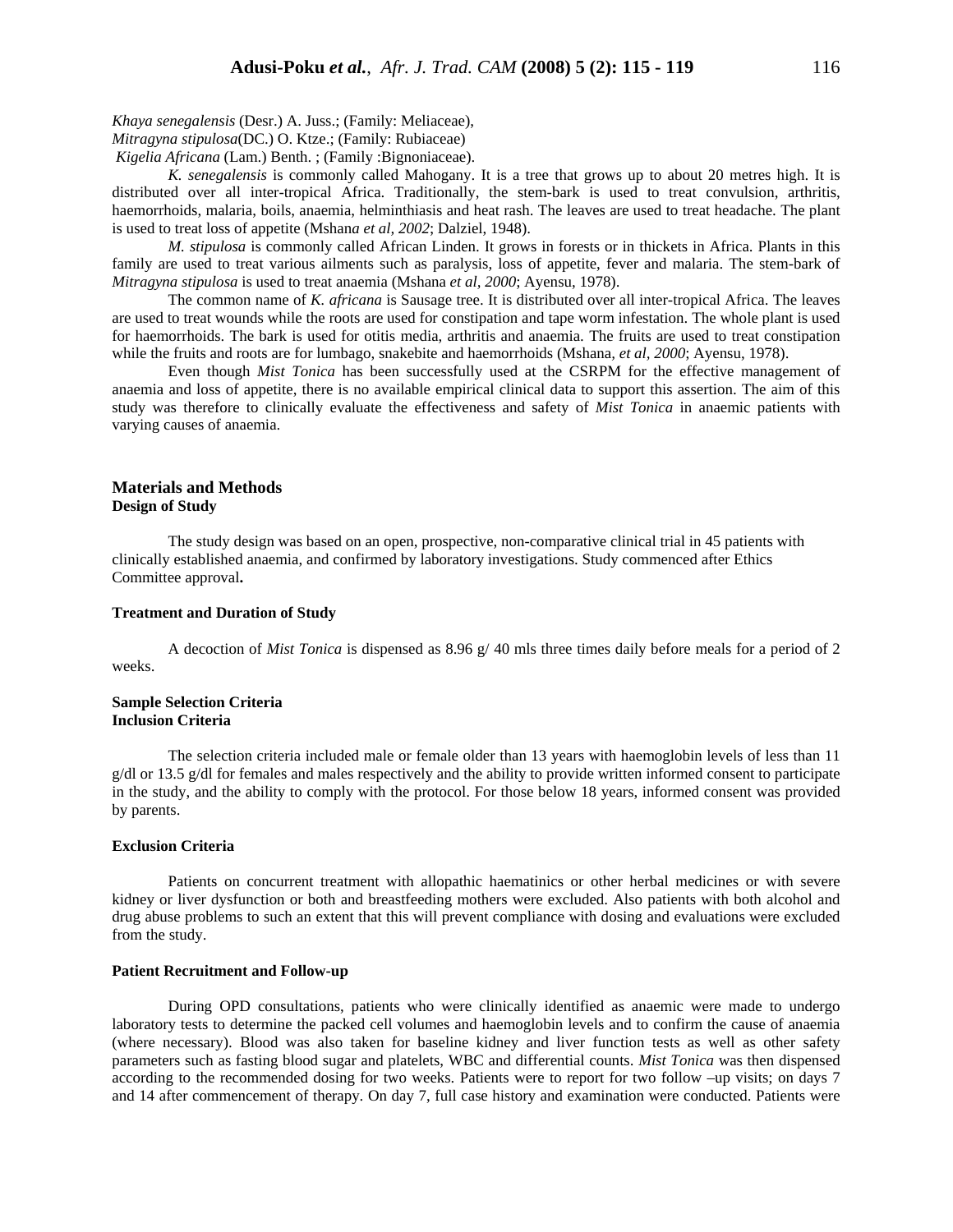*Khaya senegalensis* (Desr.) A. Juss.; (Family: Meliaceae),
*Mitragyna stipulosa*(DC.) O. Ktze.; (Family: Rubiaceae)
*Kigelia Africana* (Lam.) Benth. ; (Family :Bignoniaceae).

*K. senegalensis* is commonly called Mahogany. It is a tree that grows up to about 20 metres high. It is distributed over all inter-tropical Africa. Traditionally, the stem-bark is used to treat convulsion, arthritis, haemorrhoids, malaria, boils, anaemia, helminthiasis and heat rash. The leaves are used to treat headache. The plant is used to treat loss of appetite (Mshan*a et al, 2002*; Dalziel, 1948).

*M. stipulosa* is commonly called African Linden. It grows in forests or in thickets in Africa. Plants in this family are used to treat various ailments such as paralysis, loss of appetite, fever and malaria. The stem-bark of *Mitragyna stipulosa* is used to treat anaemia (Mshana *et al, 2000*; Ayensu, 1978).

The common name of *K. africana* is Sausage tree. It is distributed over all inter-tropical Africa. The leaves are used to treat wounds while the roots are used for constipation and tape worm infestation. The whole plant is used for haemorrhoids. The bark is used for otitis media, arthritis and anaemia. The fruits are used to treat constipation while the fruits and roots are for lumbago, snakebite and haemorrhoids (Mshana, *et al*, *2000*; Ayensu, 1978).

Even though *Mist Tonica* has been successfully used at the CSRPM for the effective management of anaemia and loss of appetite, there is no available empirical clinical data to support this assertion. The aim of this study was therefore to clinically evaluate the effectiveness and safety of *Mist Tonica* in anaemic patients with varying causes of anaemia.

## Materials and Methods

### Design of Study

The study design was based on an open, prospective, non-comparative clinical trial in 45 patients with clinically established anaemia, and confirmed by laboratory investigations. Study commenced after Ethics Committee approval**.**

### Treatment and Duration of Study

A decoction of *Mist Tonica* is dispensed as 8.96 g/ 40 mls three times daily before meals for a period of 2 weeks.

### Sample Selection Criteria

### Inclusion Criteria

The selection criteria included male or female older than 13 years with haemoglobin levels of less than 11 g/dl or 13.5 g/dl for females and males respectively and the ability to provide written informed consent to participate in the study, and the ability to comply with the protocol. For those below 18 years, informed consent was provided by parents.

### Exclusion Criteria

Patients on concurrent treatment with allopathic haematinics or other herbal medicines or with severe kidney or liver dysfunction or both and breastfeeding mothers were excluded. Also patients with both alcohol and drug abuse problems to such an extent that this will prevent compliance with dosing and evaluations were excluded from the study.

### Patient Recruitment and Follow-up

During OPD consultations, patients who were clinically identified as anaemic were made to undergo laboratory tests to determine the packed cell volumes and haemoglobin levels and to confirm the cause of anaemia (where necessary). Blood was also taken for baseline kidney and liver function tests as well as other safety parameters such as fasting blood sugar and platelets, WBC and differential counts. *Mist Tonica* was then dispensed according to the recommended dosing for two weeks. Patients were to report for two follow –up visits; on days 7 and 14 after commencement of therapy. On day 7, full case history and examination were conducted. Patients were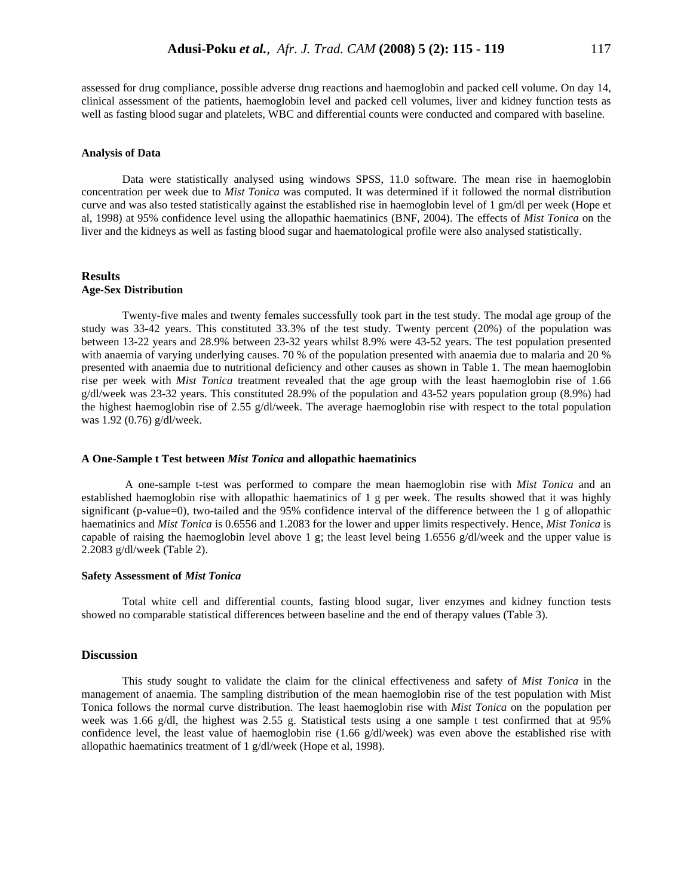assessed for drug compliance, possible adverse drug reactions and haemoglobin and packed cell volume. On day 14, clinical assessment of the patients, haemoglobin level and packed cell volumes, liver and kidney function tests as well as fasting blood sugar and platelets, WBC and differential counts were conducted and compared with baseline.

#### Analysis of Data

Data were statistically analysed using windows SPSS, 11.0 software. The mean rise in haemoglobin concentration per week due to *Mist Tonica* was computed. It was determined if it followed the normal distribution curve and was also tested statistically against the established rise in haemoglobin level of 1 gm/dl per week (Hope et al, 1998) at 95% confidence level using the allopathic haematinics (BNF, 2004). The effects of *Mist Tonica* on the liver and the kidneys as well as fasting blood sugar and haematological profile were also analysed statistically.

## Results

#### Age-Sex Distribution

Twenty-five males and twenty females successfully took part in the test study. The modal age group of the study was 33-42 years. This constituted 33.3% of the test study. Twenty percent (20%) of the population was between 13-22 years and 28.9% between 23-32 years whilst 8.9% were 43-52 years. The test population presented with anaemia of varying underlying causes. 70 % of the population presented with anaemia due to malaria and 20 % presented with anaemia due to nutritional deficiency and other causes as shown in Table 1. The mean haemoglobin rise per week with *Mist Tonica* treatment revealed that the age group with the least haemoglobin rise of 1.66 g/dl/week was 23-32 years. This constituted 28.9% of the population and 43-52 years population group (8.9%) had the highest haemoglobin rise of 2.55 g/dl/week. The average haemoglobin rise with respect to the total population was 1.92 (0.76) g/dl/week.

#### A One-Sample t Test between *Mist Tonica* and allopathic haematinics

A one-sample t-test was performed to compare the mean haemoglobin rise with *Mist Tonica* and an established haemoglobin rise with allopathic haematinics of 1 g per week. The results showed that it was highly significant (p-value=0), two-tailed and the 95% confidence interval of the difference between the 1 g of allopathic haematinics and *Mist Tonica* is 0.6556 and 1.2083 for the lower and upper limits respectively. Hence, *Mist Tonica* is capable of raising the haemoglobin level above 1 g; the least level being 1.6556 g/dl/week and the upper value is 2.2083 g/dl/week (Table 2).

#### Safety Assessment of *Mist Tonica*

Total white cell and differential counts, fasting blood sugar, liver enzymes and kidney function tests showed no comparable statistical differences between baseline and the end of therapy values (Table 3).

## Discussion

This study sought to validate the claim for the clinical effectiveness and safety of *Mist Tonica* in the management of anaemia. The sampling distribution of the mean haemoglobin rise of the test population with Mist Tonica follows the normal curve distribution. The least haemoglobin rise with *Mist Tonica* on the population per week was 1.66 g/dl, the highest was 2.55 g. Statistical tests using a one sample t test confirmed that at 95% confidence level, the least value of haemoglobin rise (1.66 g/dl/week) was even above the established rise with allopathic haematinics treatment of 1 g/dl/week (Hope et al, 1998).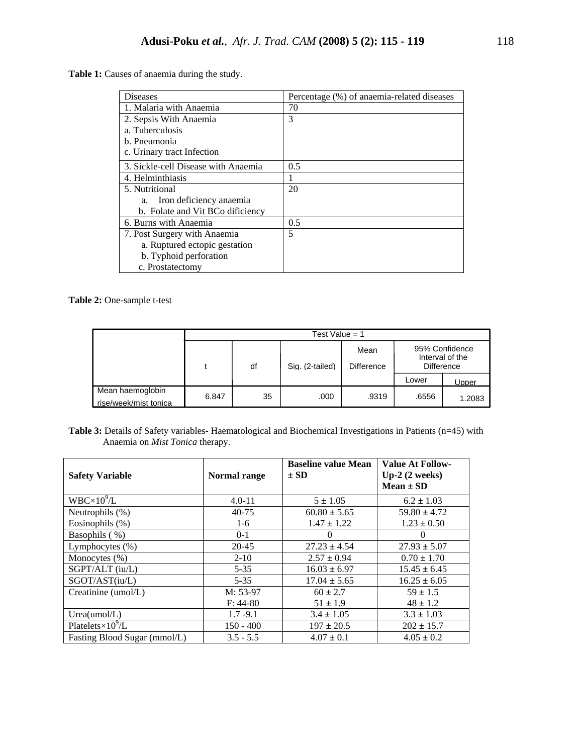**Table 1:** Causes of anaemia during the study.

| Diseases | Percentage (%) of anaemia-related diseases |
|---|---|
| 1. Malaria with Anaemia | 70 |
| 2. Sepsis With Anaemia<br>a. Tuberculosis<br>b. Pneumonia<br>c. Urinary tract Infection | 3 |
| 3. Sickle-cell Disease with Anaemia | 0.5 |
| 4. Helminthiasis | 1 |
| 5. Nutritional<br>a. Iron deficiency anaemia<br>b. Folate and Vit BCo dificiency | 20 |
| 6. Burns with Anaemia | 0.5 |
| 7. Post Surgery with Anaemia<br>a. Ruptured ectopic gestation<br>b. Typhoid perforation<br>c. Prostatectomy | 5 |

**Table 2:** One-sample t-test

| | Test Value = 1 | | | | | |
|---|---|---|---|---|---|---|
| | t | df | Sig. (2-tailed) | Mean Difference | 95% Confidence Interval of the Difference | |
| | | | | | Lower | Upper |
| Mean haemoglobin rise/week/mist tonica | 6.847 | 35 | .000 | .9319 | .6556 | 1.2083 |

**Table 3:** Details of Safety variables- Haematological and Biochemical Investigations in Patients (n=45) with Anaemia on *Mist Tonica* therapy.

| **Safety Variable** | **Normal range** | **Baseline value Mean ± SD** | **Value At Follow-Up-2 (2 weeks) Mean ± SD** |
|---|---|---|---|
| WBC×$10^9$/L | 4.0-11 | 5 ± 1.05 | 6.2 ± 1.03 |
| Neutrophils (%) | 40-75 | 60.80 ± 5.65 | 59.80 ± 4.72 |
| Eosinophils (%) | 1-6 | 1.47 ± 1.22 | 1.23 ± 0.50 |
| Basophils ( %) | 0-1 | 0 | 0 |
| Lymphocytes (%) | 20-45 | 27.23 ± 4.54 | 27.93 ± 5.07 |
| Monocytes (%) | 2-10 | 2.57 ± 0.94 | 0.70 ± 1.70 |
| SGPT/ALT (iu/L) | 5-35 | 16.03 ± 6.97 | 15.45 ± 6.45 |
| SGOT/AST(iu/L) | 5-35 | 17.04 ± 5.65 | 16.25 ± 6.05 |
| Creatinine (umol/L) | M: 53-97<br>F: 44-80 | 60 ± 2.7<br>51 ± 1.9 | 59 ± 1.5<br>48 ± 1.2 |
| Urea(umol/L) | 1.7 -9.1 | 3.4 ± 1.05 | 3.3 ± 1.03 |
| Platelets×$10^9$/L | 150 - 400 | 197 ± 20.5 | 202 ± 15.7 |
| Fasting Blood Sugar (mmol/L) | 3.5 - 5.5 | 4.07 ± 0.1 | 4.05 ± 0.2 |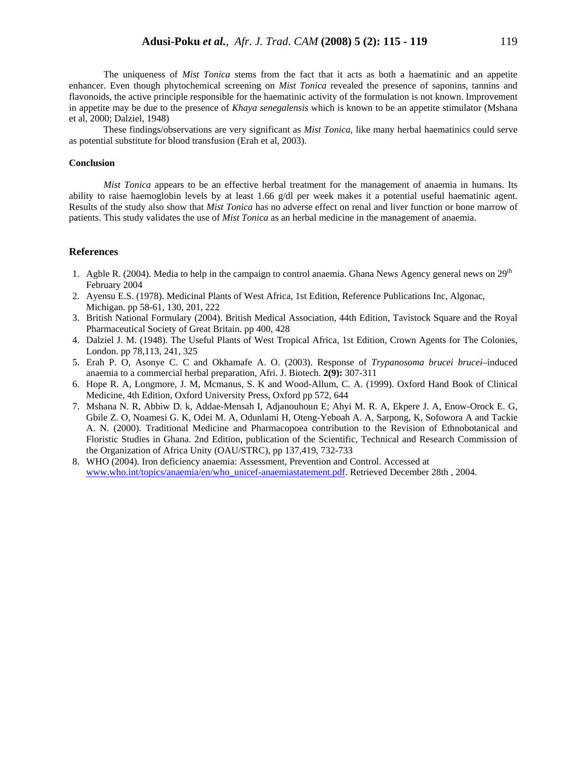The uniqueness of *Mist Tonica* stems from the fact that it acts as both a haematinic and an appetite enhancer. Even though phytochemical screening on *Mist Tonica* revealed the presence of saponins, tannins and flavonoids, the active principle responsible for the haematinic activity of the formulation is not known. Improvement in appetite may be due to the presence of *Khaya senegalensis* which is known to be an appetite stimulator (Mshana et al, 2000; Dalziel, 1948)

These findings/observations are very significant as *Mist Tonica*, like many herbal haematinics could serve as potential substitute for blood transfusion (Erah et al, 2003).

### Conclusion

*Mist Tonica* appears to be an effective herbal treatment for the management of anaemia in humans. Its ability to raise haemoglobin levels by at least 1.66 g/dl per week makes it a potential useful haematinic agent. Results of the study also show that *Mist Tonica* has no adverse effect on renal and liver function or bone marrow of patients. This study validates the use of *Mist Tonica* as an herbal medicine in the management of anaemia.

## References

1. Agble R. (2004). Media to help in the campaign to control anaemia. Ghana News Agency general news on 29th February 2004
2. Ayensu E.S. (1978). Medicinal Plants of West Africa, 1st Edition, Reference Publications Inc, Algonac, Michigan. pp 58-61, 130, 201, 222
3. British National Formulary (2004). British Medical Association, 44th Edition, Tavistock Square and the Royal Pharmaceutical Society of Great Britain. pp 400, 428
4. Dalziel J. M. (1948). The Useful Plants of West Tropical Africa, 1st Edition, Crown Agents for The Colonies, London. pp 78,113, 241, 325
5. Erah P. O, Asonye C. C and Okhamafe A. O. (2003). Response of *Trypanosoma brucei brucei*–induced anaemia to a commercial herbal preparation, Afri. J. Biotech. **2(9):** 307-311
6. Hope R. A, Longmore, J. M, Mcmanus, S. K and Wood-Allum, C. A. (1999). Oxford Hand Book of Clinical Medicine, 4th Edition, Oxford University Press, Oxford pp 572, 644
7. Mshana N. R, Abbiw D. k, Addae-Mensah I, Adjanouhoun E; Ahyi M. R. A, Ekpere J. A, Enow-Orock E. G, Gbile Z. O, Noamesi G. K, Odei M. A, Odunlami H, Oteng-Yeboah A. A, Sarpong, K, Sofowora A and Tackie A. N. (2000). Traditional Medicine and Pharmacopoea contribution to the Revision of Ethnobotanical and Floristic Studies in Ghana. 2nd Edition, publication of the Scientific, Technical and Research Commission of the Organization of Africa Unity (OAU/STRC), pp 137,419, 732-733
8. WHO (2004). Iron deficiency anaemia: Assessment, Prevention and Control. Accessed at www.who.int/topics/anaemia/en/who_unicef-anaemiastatement.pdf. Retrieved December 28th , 2004.